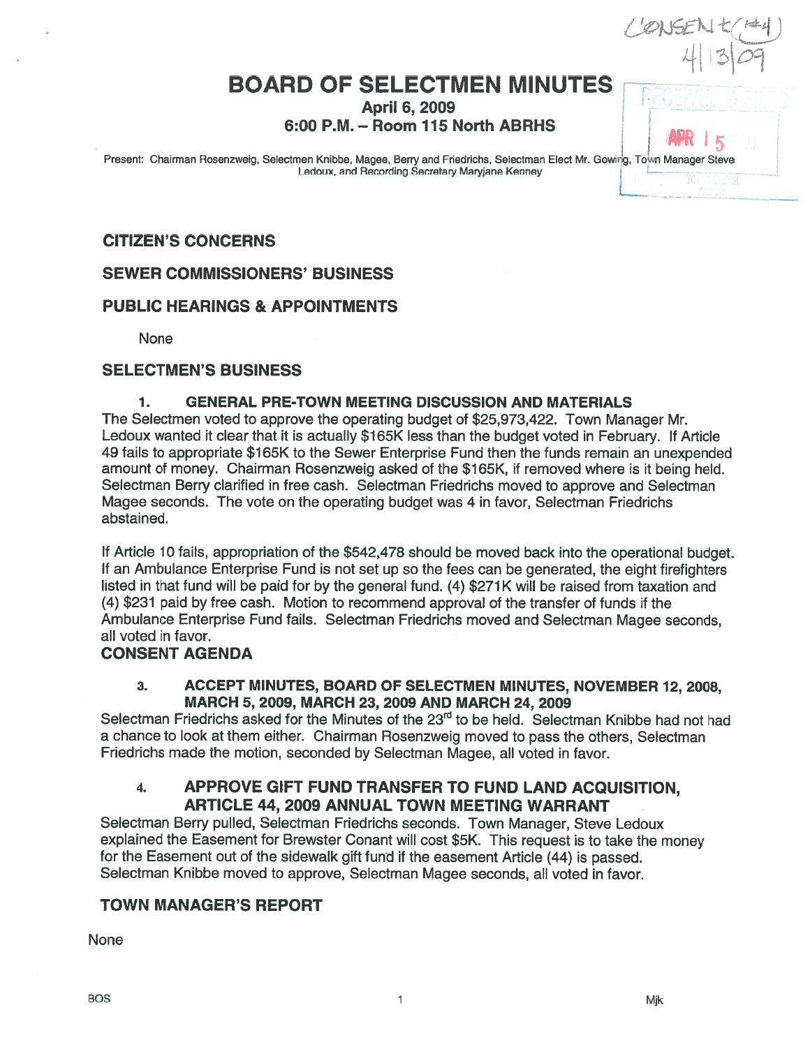CONSENT (#4)
4/13/09

# BOARD OF SELECTMEN MINUTES

**April 6, 2009**
**6:00 P.M. – Room 115 North ABRHS**

RECEIVED & FILED
APR 15
TOWN CLERK

Present: Chairman Rosenzweig, Selectmen Knibbe, Magee, Berry and Friedrichs, Selectman Elect Mr. Gowing, Town Manager Steve Ledoux, and Recording Secretary Maryjane Kenney

## CITIZEN'S CONCERNS

## SEWER COMMISSIONERS' BUSINESS

## PUBLIC HEARINGS & APPOINTMENTS

None

## SELECTMEN'S BUSINESS

### 1. GENERAL PRE-TOWN MEETING DISCUSSION AND MATERIALS

The Selectmen voted to approve the operating budget of $25,973,422. Town Manager Mr. Ledoux wanted it clear that it is actually $165K less than the budget voted in February. If Article 49 fails to appropriate $165K to the Sewer Enterprise Fund then the funds remain an unexpended amount of money. Chairman Rosenzweig asked of the $165K, if removed where is it being held. Selectman Berry clarified in free cash. Selectman Friedrichs moved to approve and Selectman Magee seconds. The vote on the operating budget was 4 in favor, Selectman Friedrichs abstained.

If Article 10 fails, appropriation of the $542,478 should be moved back into the operational budget. If an Ambulance Enterprise Fund is not set up so the fees can be generated, the eight firefighters listed in that fund will be paid for by the general fund. (4) $271K will be raised from taxation and (4) $231 paid by free cash. Motion to recommend approval of the transfer of funds if the Ambulance Enterprise Fund fails. Selectman Friedrichs moved and Selectman Magee seconds, all voted in favor.

## CONSENT AGENDA

### 3. ACCEPT MINUTES, BOARD OF SELECTMEN MINUTES, NOVEMBER 12, 2008, MARCH 5, 2009, MARCH 23, 2009 AND MARCH 24, 2009

Selectman Friedrichs asked for the Minutes of the 23rd to be held. Selectman Knibbe had not had a chance to look at them either. Chairman Rosenzweig moved to pass the others, Selectman Friedrichs made the motion, seconded by Selectman Magee, all voted in favor.

### 4. APPROVE GIFT FUND TRANSFER TO FUND LAND ACQUISITION, ARTICLE 44, 2009 ANNUAL TOWN MEETING WARRANT

Selectman Berry pulled, Selectman Friedrichs seconds. Town Manager, Steve Ledoux explained the Easement for Brewster Conant will cost $5K. This request is to take the money for the Easement out of the sidewalk gift fund if the easement Article (44) is passed. Selectman Knibbe moved to approve, Selectman Magee seconds, all voted in favor.

## TOWN MANAGER'S REPORT

None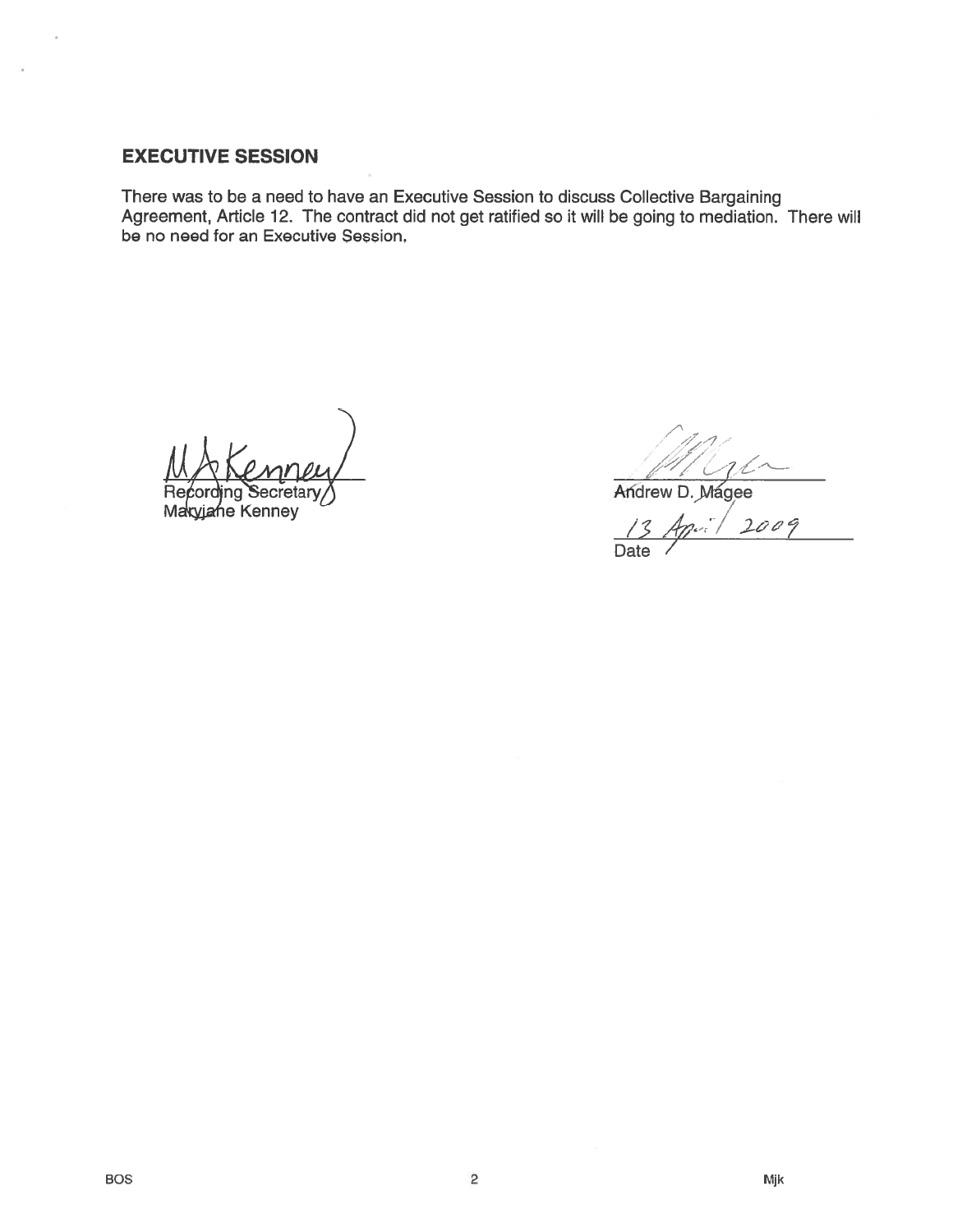## EXECUTIVE SESSION

There was to be a need to have an Executive Session to discuss Collective Bargaining Agreement, Article 12. The contract did not get ratified so it will be going to mediation. There will be no need for an Executive Session.

Recording Secretary
Maryjane Kenney

Andrew D. Magee

13 April 2009
Date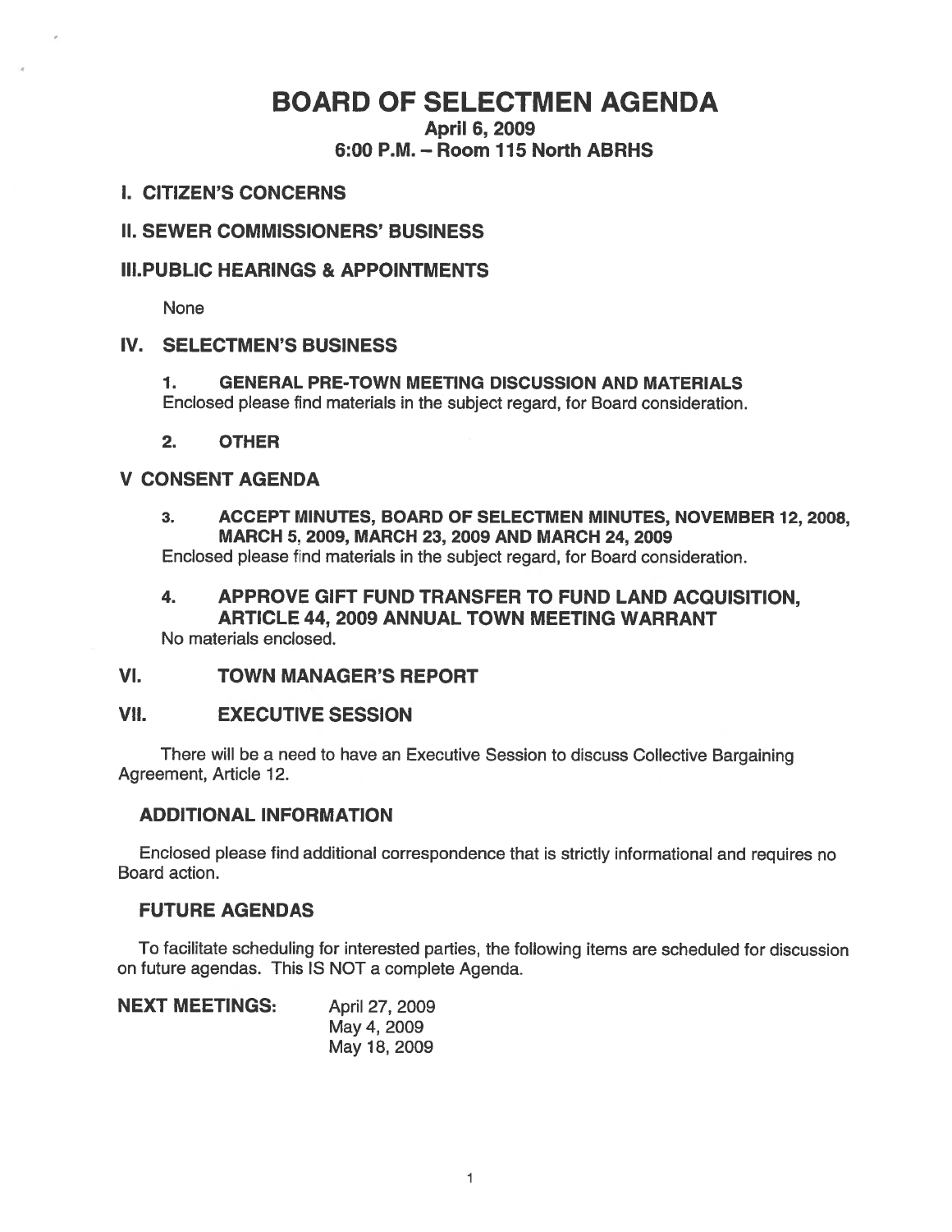# BOARD OF SELECTMEN AGENDA

**April 6, 2009**
**6:00 P.M. – Room 115 North ABRHS**

## I. CITIZEN'S CONCERNS

## II. SEWER COMMISSIONERS' BUSINESS

## III.PUBLIC HEARINGS & APPOINTMENTS

None

## IV. SELECTMEN'S BUSINESS

**1. GENERAL PRE-TOWN MEETING DISCUSSION AND MATERIALS**
Enclosed please find materials in the subject regard, for Board consideration.

**2. OTHER**

## V CONSENT AGENDA

**3. ACCEPT MINUTES, BOARD OF SELECTMEN MINUTES, NOVEMBER 12, 2008, MARCH 5, 2009, MARCH 23, 2009 AND MARCH 24, 2009**
Enclosed please find materials in the subject regard, for Board consideration.

**4. APPROVE GIFT FUND TRANSFER TO FUND LAND ACQUISITION, ARTICLE 44, 2009 ANNUAL TOWN MEETING WARRANT**
No materials enclosed.

## VI. TOWN MANAGER'S REPORT

## VII. EXECUTIVE SESSION

There will be a need to have an Executive Session to discuss Collective Bargaining Agreement, Article 12.

### ADDITIONAL INFORMATION

Enclosed please find additional correspondence that is strictly informational and requires no Board action.

### FUTURE AGENDAS

To facilitate scheduling for interested parties, the following items are scheduled for discussion on future agendas. This IS NOT a complete Agenda.

**NEXT MEETINGS:** April 27, 2009
May 4, 2009
May 18, 2009